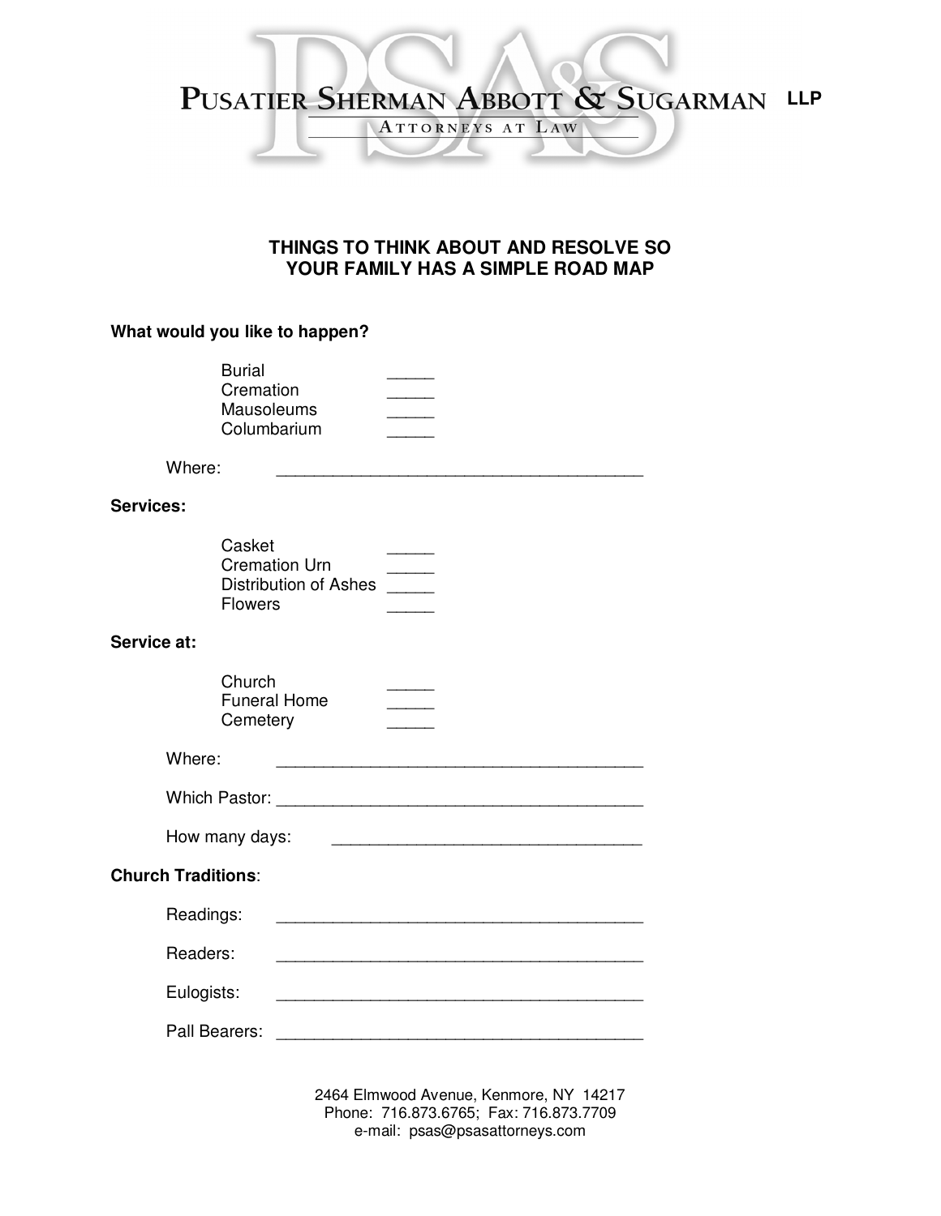# PUSATIER SHERMAN ABBOTT & SUGARMAN LLP

ATTORNEYS AT LAW

## THINGS TO THINK ABOUT AND RESOLVE SO YOUR FAMILY HAS A SIMPLE ROAD MAP

**What would you like to happen?**

Burial _____
Cremation _____
Mausoleums _____
Columbarium _____

Where: ________________________________________

**Services:**

Casket _____
Cremation Urn _____
Distribution of Ashes _____
Flowers _____

**Service at:**

Church _____
Funeral Home _____
Cemetery _____

Where: ________________________________________

Which Pastor: ________________________________________

How many days: _________________________________

**Church Traditions**:

Readings: ________________________________________

Readers: ________________________________________

Eulogists: ________________________________________

Pall Bearers: ________________________________________

2464 Elmwood Avenue, Kenmore, NY 14217
Phone: 716.873.6765; Fax: 716.873.7709
e-mail: psas@psasattorneys.com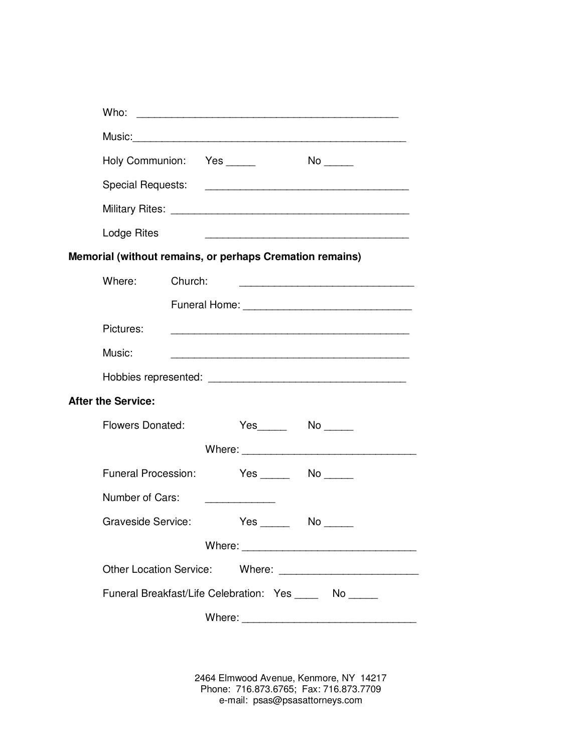Who: _______________________________________________

Music:_______________________________________________

Holy Communion: Yes _____ No _____

Special Requests: _____________________________________

Military Rites: ________________________________________

Lodge Rites _____________________________________

**Memorial (without remains, or perhaps Cremation remains)**

Where: Church: ______________________________

Funeral Home: ______________________________

Pictures: ___________________________________________

Music: ___________________________________________

Hobbies represented: ___________________________________

**After the Service:**

Flowers Donated: Yes_____ No _____

Where: ______________________________

Funeral Procession: Yes _____ No _____

Number of Cars: ____________

Graveside Service: Yes _____ No _____

Where: ______________________________

Other Location Service: Where: ________________________

Funeral Breakfast/Life Celebration: Yes ____ No _____

Where: ______________________________

2464 Elmwood Avenue, Kenmore, NY 14217
Phone: 716.873.6765; Fax: 716.873.7709
e-mail: psas@psasattorneys.com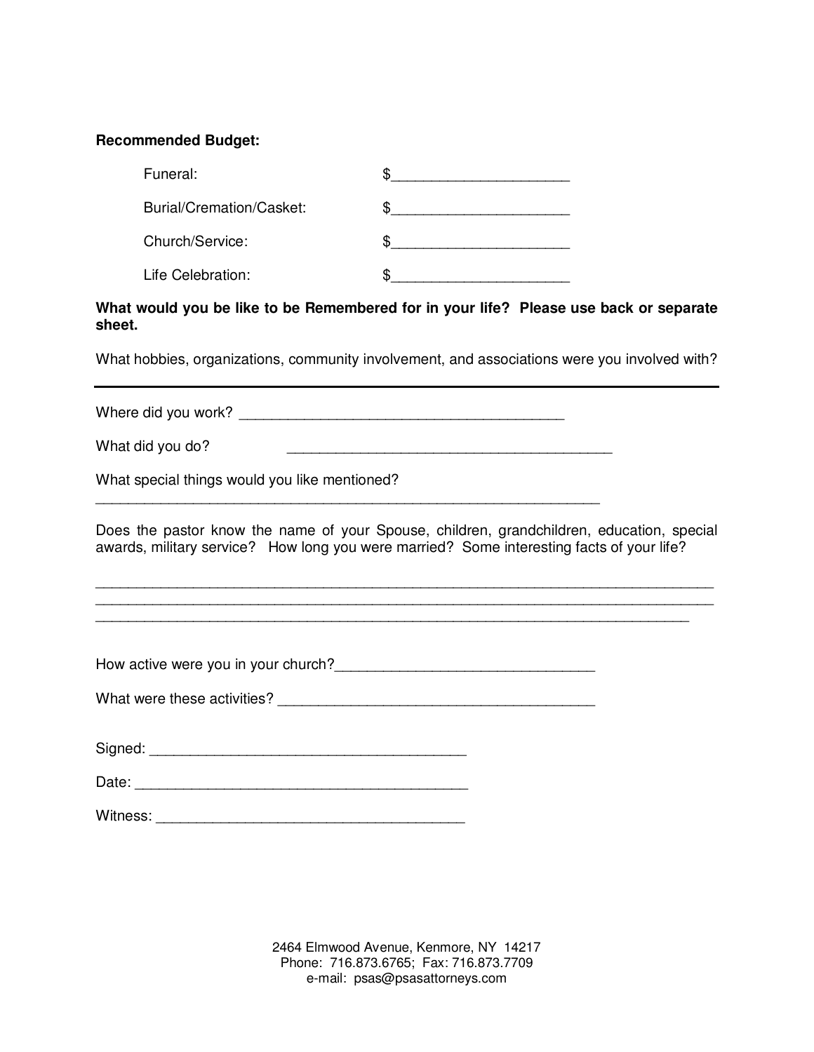**Recommended Budget:**

Funeral: $______________________

Burial/Cremation/Casket: $______________________

Church/Service: $______________________

Life Celebration: $______________________

**What would you be like to be Remembered for in your life? Please use back or separate sheet.**

What hobbies, organizations, community involvement, and associations were you involved with?

---

Where did you work? ________________________________________

What did you do? ________________________________________

What special things would you like mentioned?
_________________________________________________________________

Does the pastor know the name of your Spouse, children, grandchildren, education, special awards, military service? How long you were married? Some interesting facts of your life?

_________________________________________________________________________
_________________________________________________________________________
_________________________________________________________________________

How active were you in your church?________________________________

What were these activities? ________________________________________

Signed: ________________________________________

Date: ________________________________________

Witness: ______________________________________

2464 Elmwood Avenue, Kenmore, NY 14217
Phone: 716.873.6765; Fax: 716.873.7709
e-mail: psas@psasattorneys.com